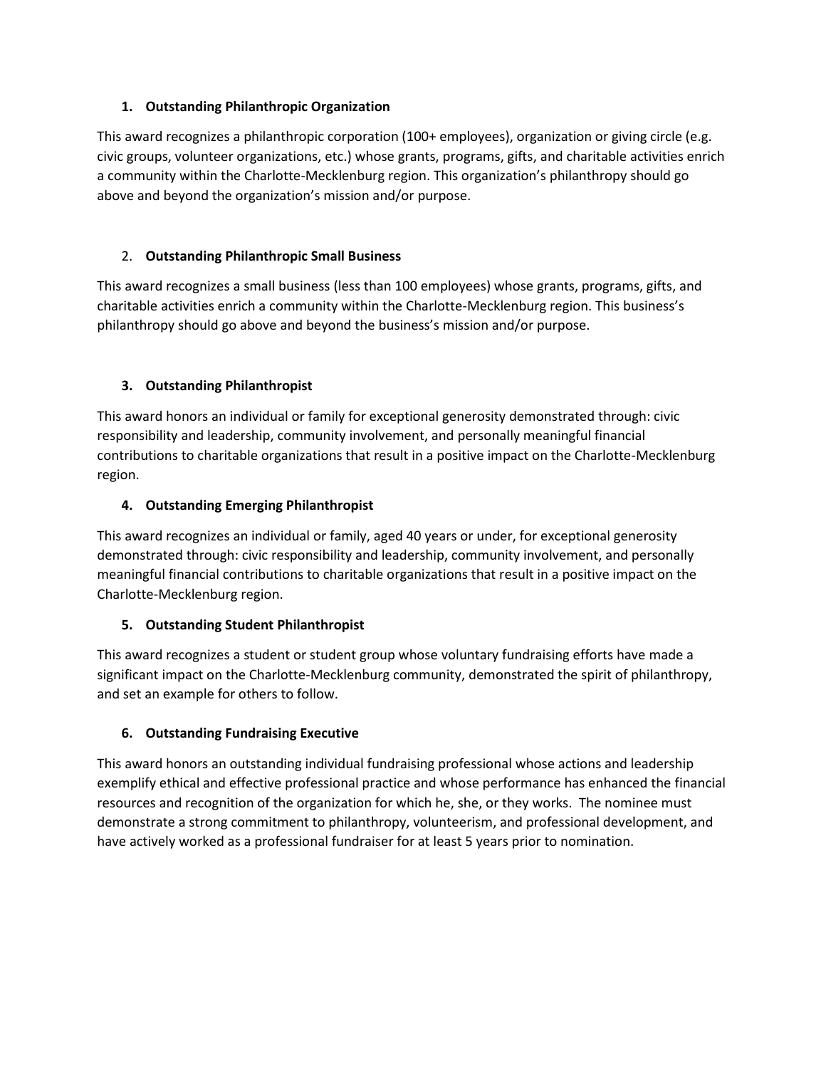### 1. Outstanding Philanthropic Organization

This award recognizes a philanthropic corporation (100+ employees), organization or giving circle (e.g. civic groups, volunteer organizations, etc.) whose grants, programs, gifts, and charitable activities enrich a community within the Charlotte-Mecklenburg region. This organization's philanthropy should go above and beyond the organization's mission and/or purpose.

### 2. Outstanding Philanthropic Small Business

This award recognizes a small business (less than 100 employees) whose grants, programs, gifts, and charitable activities enrich a community within the Charlotte-Mecklenburg region. This business's philanthropy should go above and beyond the business's mission and/or purpose.

### 3. Outstanding Philanthropist

This award honors an individual or family for exceptional generosity demonstrated through: civic responsibility and leadership, community involvement, and personally meaningful financial contributions to charitable organizations that result in a positive impact on the Charlotte-Mecklenburg region.

### 4. Outstanding Emerging Philanthropist

This award recognizes an individual or family, aged 40 years or under, for exceptional generosity demonstrated through: civic responsibility and leadership, community involvement, and personally meaningful financial contributions to charitable organizations that result in a positive impact on the Charlotte-Mecklenburg region.

### 5. Outstanding Student Philanthropist

This award recognizes a student or student group whose voluntary fundraising efforts have made a significant impact on the Charlotte-Mecklenburg community, demonstrated the spirit of philanthropy, and set an example for others to follow.

### 6. Outstanding Fundraising Executive

This award honors an outstanding individual fundraising professional whose actions and leadership exemplify ethical and effective professional practice and whose performance has enhanced the financial resources and recognition of the organization for which he, she, or they works. The nominee must demonstrate a strong commitment to philanthropy, volunteerism, and professional development, and have actively worked as a professional fundraiser for at least 5 years prior to nomination.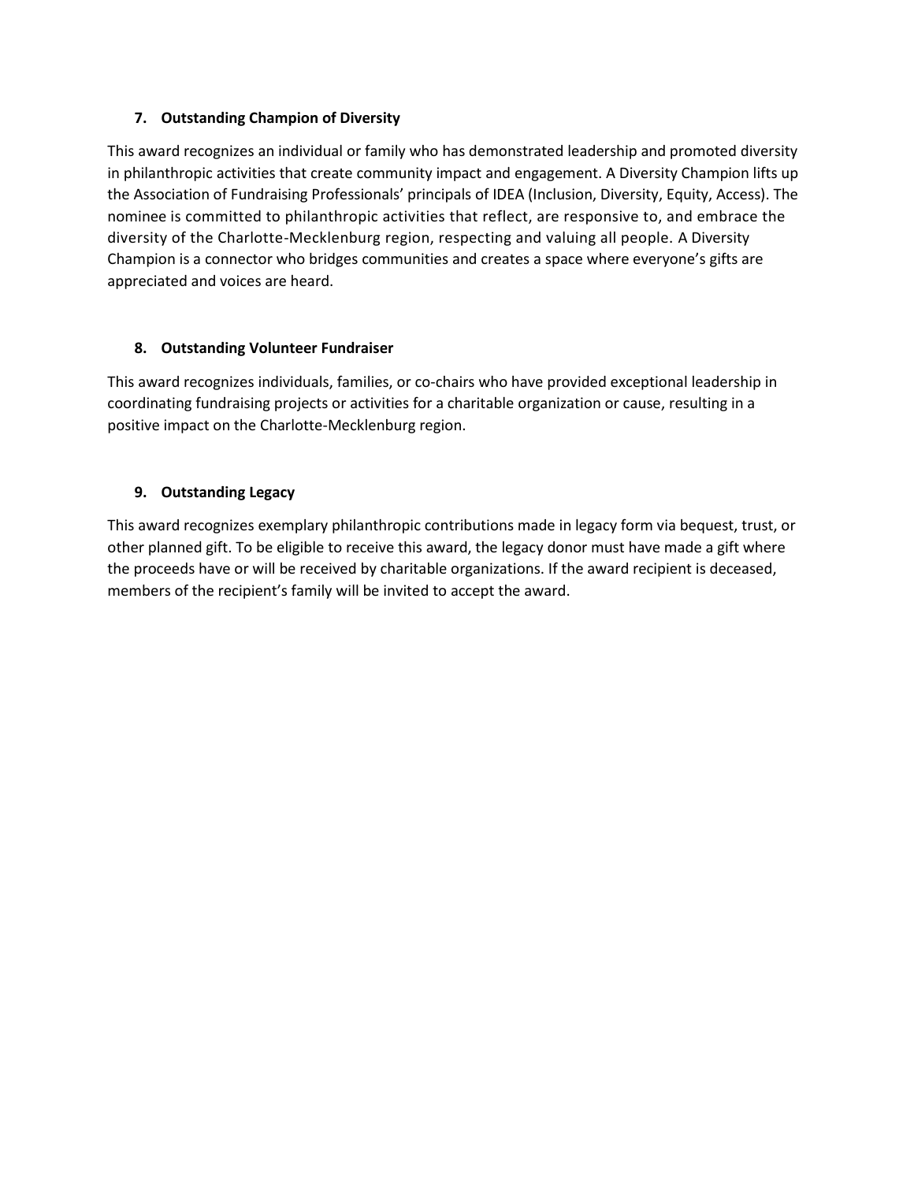### 7. Outstanding Champion of Diversity

This award recognizes an individual or family who has demonstrated leadership and promoted diversity in philanthropic activities that create community impact and engagement. A Diversity Champion lifts up the Association of Fundraising Professionals' principals of IDEA (Inclusion, Diversity, Equity, Access). The nominee is committed to philanthropic activities that reflect, are responsive to, and embrace the diversity of the Charlotte-Mecklenburg region, respecting and valuing all people. A Diversity Champion is a connector who bridges communities and creates a space where everyone's gifts are appreciated and voices are heard.

### 8. Outstanding Volunteer Fundraiser

This award recognizes individuals, families, or co-chairs who have provided exceptional leadership in coordinating fundraising projects or activities for a charitable organization or cause, resulting in a positive impact on the Charlotte-Mecklenburg region.

### 9. Outstanding Legacy

This award recognizes exemplary philanthropic contributions made in legacy form via bequest, trust, or other planned gift. To be eligible to receive this award, the legacy donor must have made a gift where the proceeds have or will be received by charitable organizations. If the award recipient is deceased, members of the recipient's family will be invited to accept the award.